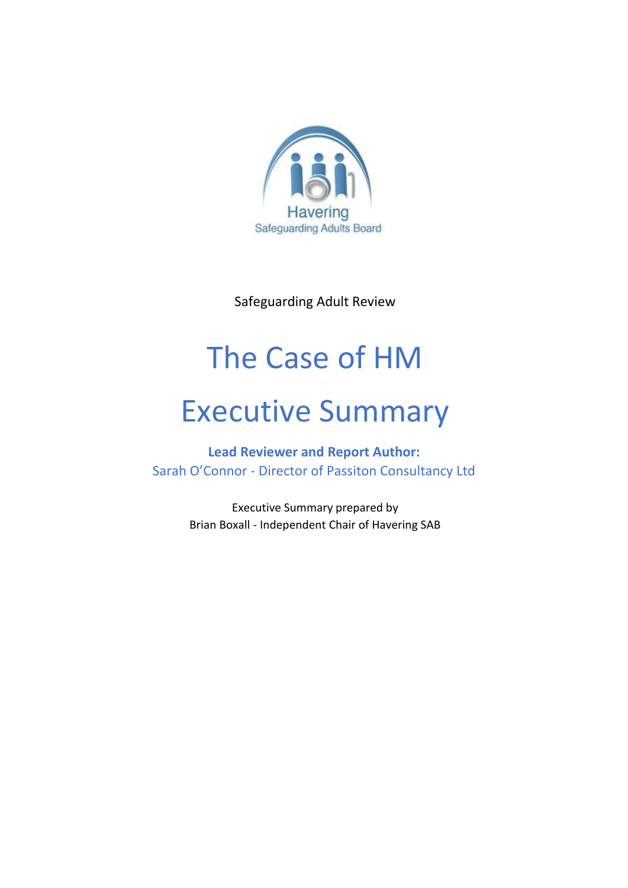Havering Safeguarding Adults Board

Safeguarding Adult Review

# The Case of HM

# Executive Summary

**Lead Reviewer and Report Author:**

Sarah O'Connor - Director of Passiton Consultancy Ltd

Executive Summary prepared by
Brian Boxall - Independent Chair of Havering SAB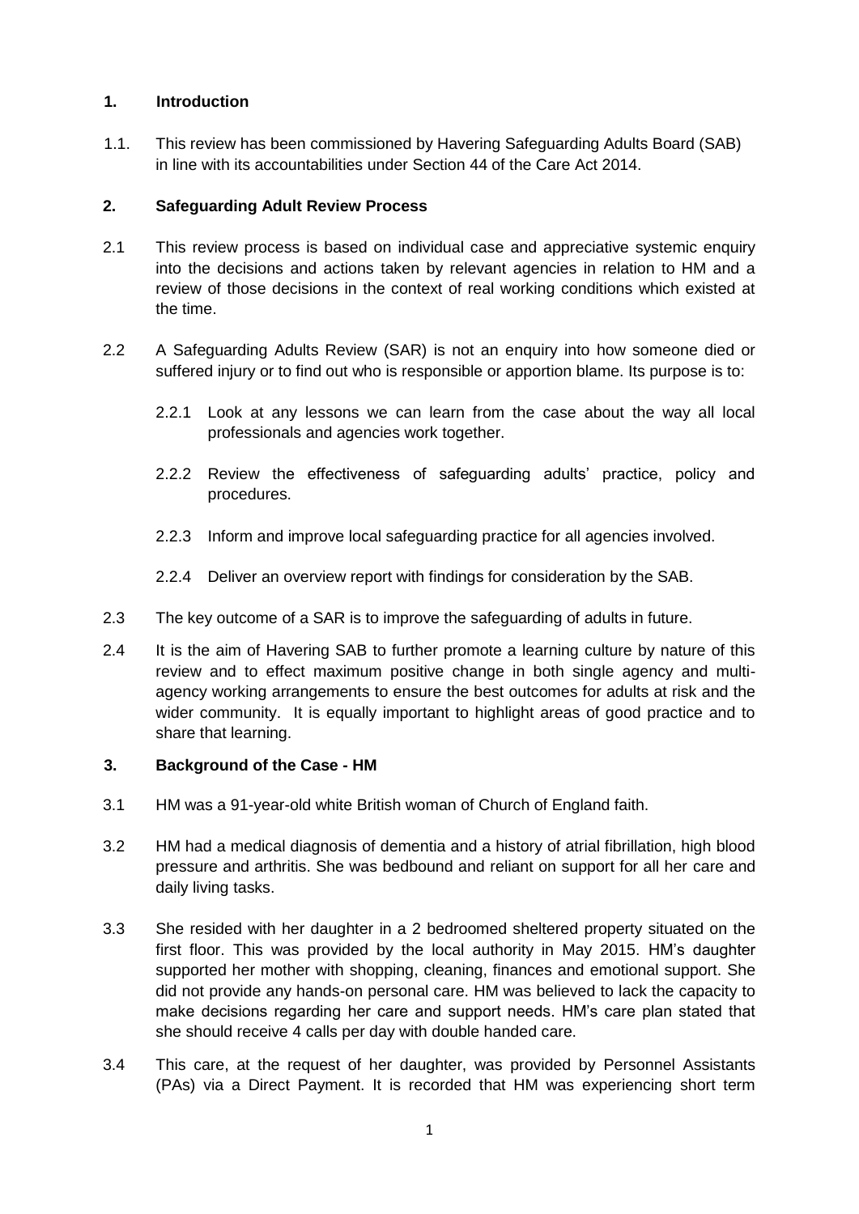## 1. Introduction

1.1. This review has been commissioned by Havering Safeguarding Adults Board (SAB) in line with its accountabilities under Section 44 of the Care Act 2014.

## 2. Safeguarding Adult Review Process

2.1 This review process is based on individual case and appreciative systemic enquiry into the decisions and actions taken by relevant agencies in relation to HM and a review of those decisions in the context of real working conditions which existed at the time.

2.2 A Safeguarding Adults Review (SAR) is not an enquiry into how someone died or suffered injury or to find out who is responsible or apportion blame. Its purpose is to:

2.2.1 Look at any lessons we can learn from the case about the way all local professionals and agencies work together.

2.2.2 Review the effectiveness of safeguarding adults' practice, policy and procedures.

2.2.3 Inform and improve local safeguarding practice for all agencies involved.

2.2.4 Deliver an overview report with findings for consideration by the SAB.

2.3 The key outcome of a SAR is to improve the safeguarding of adults in future.

2.4 It is the aim of Havering SAB to further promote a learning culture by nature of this review and to effect maximum positive change in both single agency and multi-agency working arrangements to ensure the best outcomes for adults at risk and the wider community. It is equally important to highlight areas of good practice and to share that learning.

## 3. Background of the Case - HM

3.1 HM was a 91-year-old white British woman of Church of England faith.

3.2 HM had a medical diagnosis of dementia and a history of atrial fibrillation, high blood pressure and arthritis. She was bedbound and reliant on support for all her care and daily living tasks.

3.3 She resided with her daughter in a 2 bedroomed sheltered property situated on the first floor. This was provided by the local authority in May 2015. HM's daughter supported her mother with shopping, cleaning, finances and emotional support. She did not provide any hands-on personal care. HM was believed to lack the capacity to make decisions regarding her care and support needs. HM's care plan stated that she should receive 4 calls per day with double handed care.

3.4 This care, at the request of her daughter, was provided by Personnel Assistants (PAs) via a Direct Payment. It is recorded that HM was experiencing short term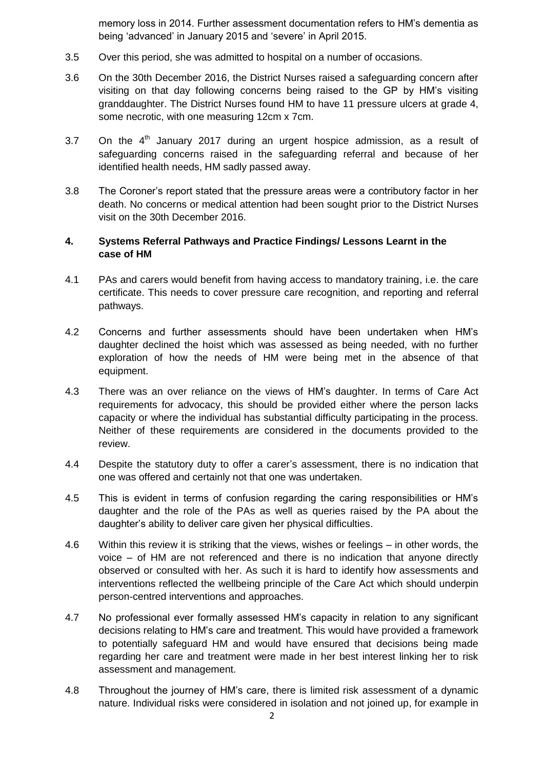memory loss in 2014. Further assessment documentation refers to HM's dementia as being 'advanced' in January 2015 and 'severe' in April 2015.

3.5 Over this period, she was admitted to hospital on a number of occasions.

3.6 On the 30th December 2016, the District Nurses raised a safeguarding concern after visiting on that day following concerns being raised to the GP by HM's visiting granddaughter. The District Nurses found HM to have 11 pressure ulcers at grade 4, some necrotic, with one measuring 12cm x 7cm.

3.7 On the 4th January 2017 during an urgent hospice admission, as a result of safeguarding concerns raised in the safeguarding referral and because of her identified health needs, HM sadly passed away.

3.8 The Coroner's report stated that the pressure areas were a contributory factor in her death. No concerns or medical attention had been sought prior to the District Nurses visit on the 30th December 2016.

## 4. Systems Referral Pathways and Practice Findings/ Lessons Learnt in the case of HM

4.1 PAs and carers would benefit from having access to mandatory training, i.e. the care certificate. This needs to cover pressure care recognition, and reporting and referral pathways.

4.2 Concerns and further assessments should have been undertaken when HM's daughter declined the hoist which was assessed as being needed, with no further exploration of how the needs of HM were being met in the absence of that equipment.

4.3 There was an over reliance on the views of HM's daughter. In terms of Care Act requirements for advocacy, this should be provided either where the person lacks capacity or where the individual has substantial difficulty participating in the process. Neither of these requirements are considered in the documents provided to the review.

4.4 Despite the statutory duty to offer a carer's assessment, there is no indication that one was offered and certainly not that one was undertaken.

4.5 This is evident in terms of confusion regarding the caring responsibilities or HM's daughter and the role of the PAs as well as queries raised by the PA about the daughter's ability to deliver care given her physical difficulties.

4.6 Within this review it is striking that the views, wishes or feelings – in other words, the voice – of HM are not referenced and there is no indication that anyone directly observed or consulted with her. As such it is hard to identify how assessments and interventions reflected the wellbeing principle of the Care Act which should underpin person-centred interventions and approaches.

4.7 No professional ever formally assessed HM's capacity in relation to any significant decisions relating to HM's care and treatment. This would have provided a framework to potentially safeguard HM and would have ensured that decisions being made regarding her care and treatment were made in her best interest linking her to risk assessment and management.

4.8 Throughout the journey of HM's care, there is limited risk assessment of a dynamic nature. Individual risks were considered in isolation and not joined up, for example in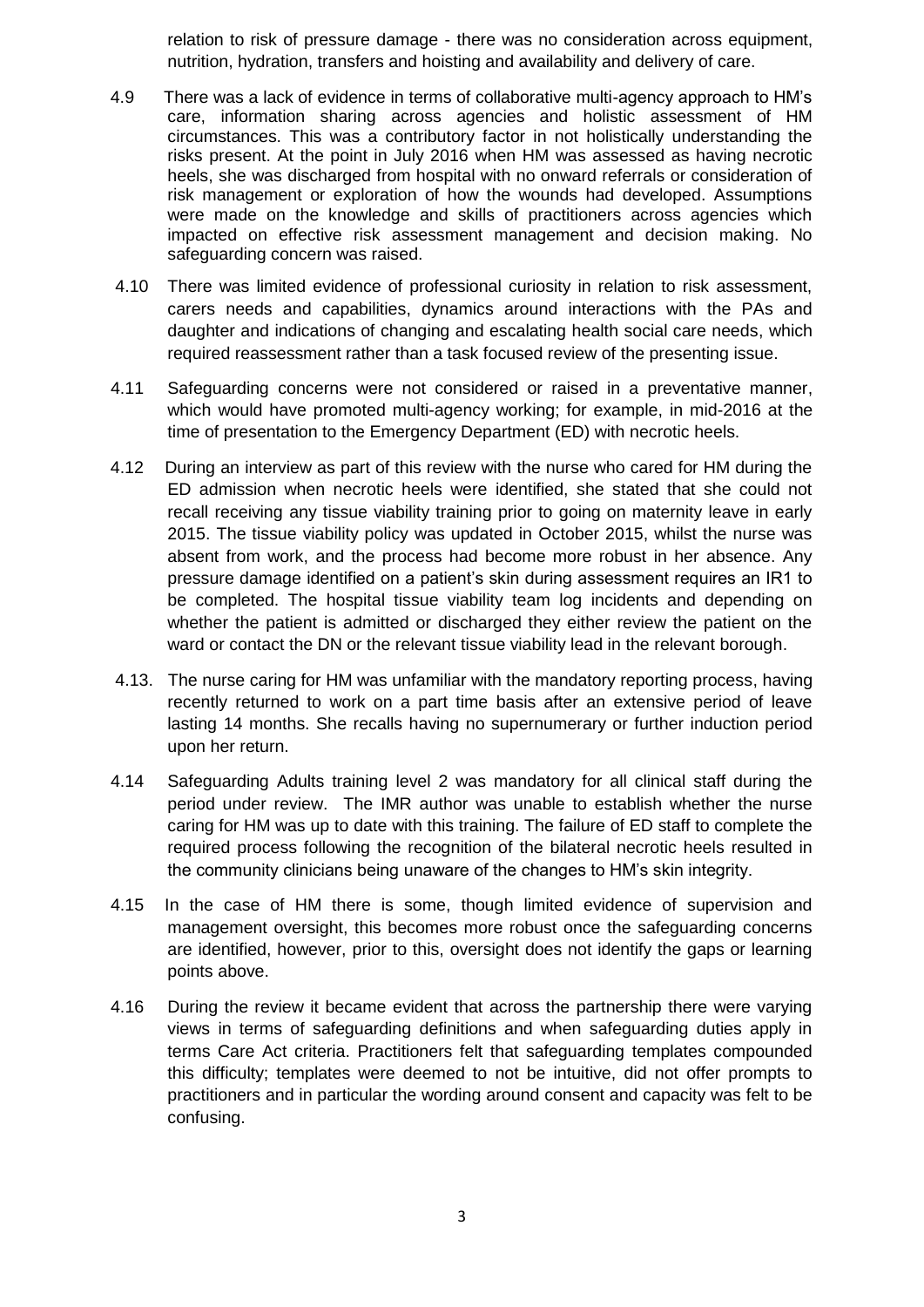relation to risk of pressure damage - there was no consideration across equipment, nutrition, hydration, transfers and hoisting and availability and delivery of care.

4.9 There was a lack of evidence in terms of collaborative multi-agency approach to HM's care, information sharing across agencies and holistic assessment of HM circumstances. This was a contributory factor in not holistically understanding the risks present. At the point in July 2016 when HM was assessed as having necrotic heels, she was discharged from hospital with no onward referrals or consideration of risk management or exploration of how the wounds had developed. Assumptions were made on the knowledge and skills of practitioners across agencies which impacted on effective risk assessment management and decision making. No safeguarding concern was raised.

4.10 There was limited evidence of professional curiosity in relation to risk assessment, carers needs and capabilities, dynamics around interactions with the PAs and daughter and indications of changing and escalating health social care needs, which required reassessment rather than a task focused review of the presenting issue.

4.11 Safeguarding concerns were not considered or raised in a preventative manner, which would have promoted multi-agency working; for example, in mid-2016 at the time of presentation to the Emergency Department (ED) with necrotic heels.

4.12 During an interview as part of this review with the nurse who cared for HM during the ED admission when necrotic heels were identified, she stated that she could not recall receiving any tissue viability training prior to going on maternity leave in early 2015. The tissue viability policy was updated in October 2015, whilst the nurse was absent from work, and the process had become more robust in her absence. Any pressure damage identified on a patient's skin during assessment requires an IR1 to be completed. The hospital tissue viability team log incidents and depending on whether the patient is admitted or discharged they either review the patient on the ward or contact the DN or the relevant tissue viability lead in the relevant borough.

4.13. The nurse caring for HM was unfamiliar with the mandatory reporting process, having recently returned to work on a part time basis after an extensive period of leave lasting 14 months. She recalls having no supernumerary or further induction period upon her return.

4.14 Safeguarding Adults training level 2 was mandatory for all clinical staff during the period under review. The IMR author was unable to establish whether the nurse caring for HM was up to date with this training. The failure of ED staff to complete the required process following the recognition of the bilateral necrotic heels resulted in the community clinicians being unaware of the changes to HM's skin integrity.

4.15 In the case of HM there is some, though limited evidence of supervision and management oversight, this becomes more robust once the safeguarding concerns are identified, however, prior to this, oversight does not identify the gaps or learning points above.

4.16 During the review it became evident that across the partnership there were varying views in terms of safeguarding definitions and when safeguarding duties apply in terms Care Act criteria. Practitioners felt that safeguarding templates compounded this difficulty; templates were deemed to not be intuitive, did not offer prompts to practitioners and in particular the wording around consent and capacity was felt to be confusing.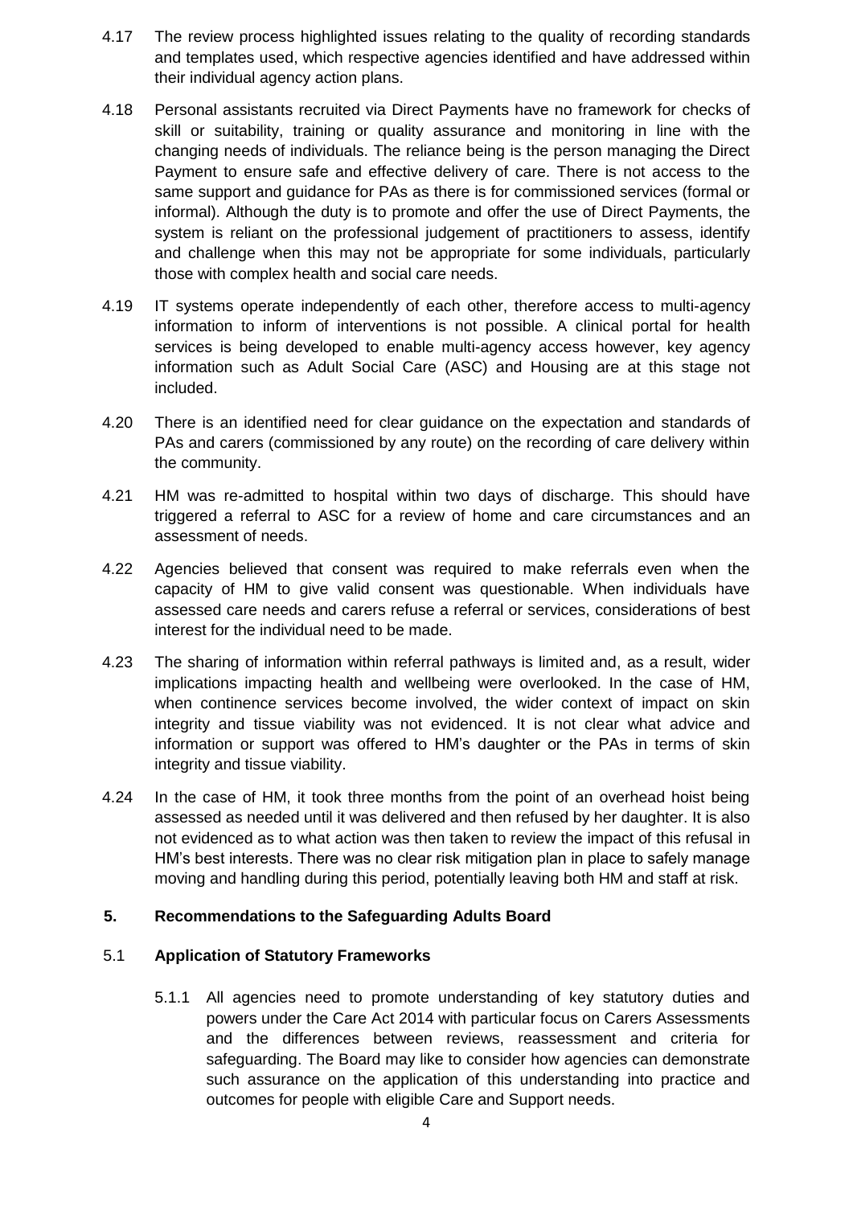4.17 The review process highlighted issues relating to the quality of recording standards and templates used, which respective agencies identified and have addressed within their individual agency action plans.

4.18 Personal assistants recruited via Direct Payments have no framework for checks of skill or suitability, training or quality assurance and monitoring in line with the changing needs of individuals. The reliance being is the person managing the Direct Payment to ensure safe and effective delivery of care. There is not access to the same support and guidance for PAs as there is for commissioned services (formal or informal). Although the duty is to promote and offer the use of Direct Payments, the system is reliant on the professional judgement of practitioners to assess, identify and challenge when this may not be appropriate for some individuals, particularly those with complex health and social care needs.

4.19 IT systems operate independently of each other, therefore access to multi-agency information to inform of interventions is not possible. A clinical portal for health services is being developed to enable multi-agency access however, key agency information such as Adult Social Care (ASC) and Housing are at this stage not included.

4.20 There is an identified need for clear guidance on the expectation and standards of PAs and carers (commissioned by any route) on the recording of care delivery within the community.

4.21 HM was re-admitted to hospital within two days of discharge. This should have triggered a referral to ASC for a review of home and care circumstances and an assessment of needs.

4.22 Agencies believed that consent was required to make referrals even when the capacity of HM to give valid consent was questionable. When individuals have assessed care needs and carers refuse a referral or services, considerations of best interest for the individual need to be made.

4.23 The sharing of information within referral pathways is limited and, as a result, wider implications impacting health and wellbeing were overlooked. In the case of HM, when continence services become involved, the wider context of impact on skin integrity and tissue viability was not evidenced. It is not clear what advice and information or support was offered to HM's daughter or the PAs in terms of skin integrity and tissue viability.

4.24 In the case of HM, it took three months from the point of an overhead hoist being assessed as needed until it was delivered and then refused by her daughter. It is also not evidenced as to what action was then taken to review the impact of this refusal in HM's best interests. There was no clear risk mitigation plan in place to safely manage moving and handling during this period, potentially leaving both HM and staff at risk.

## 5. Recommendations to the Safeguarding Adults Board

### 5.1 Application of Statutory Frameworks

5.1.1 All agencies need to promote understanding of key statutory duties and powers under the Care Act 2014 with particular focus on Carers Assessments and the differences between reviews, reassessment and criteria for safeguarding. The Board may like to consider how agencies can demonstrate such assurance on the application of this understanding into practice and outcomes for people with eligible Care and Support needs.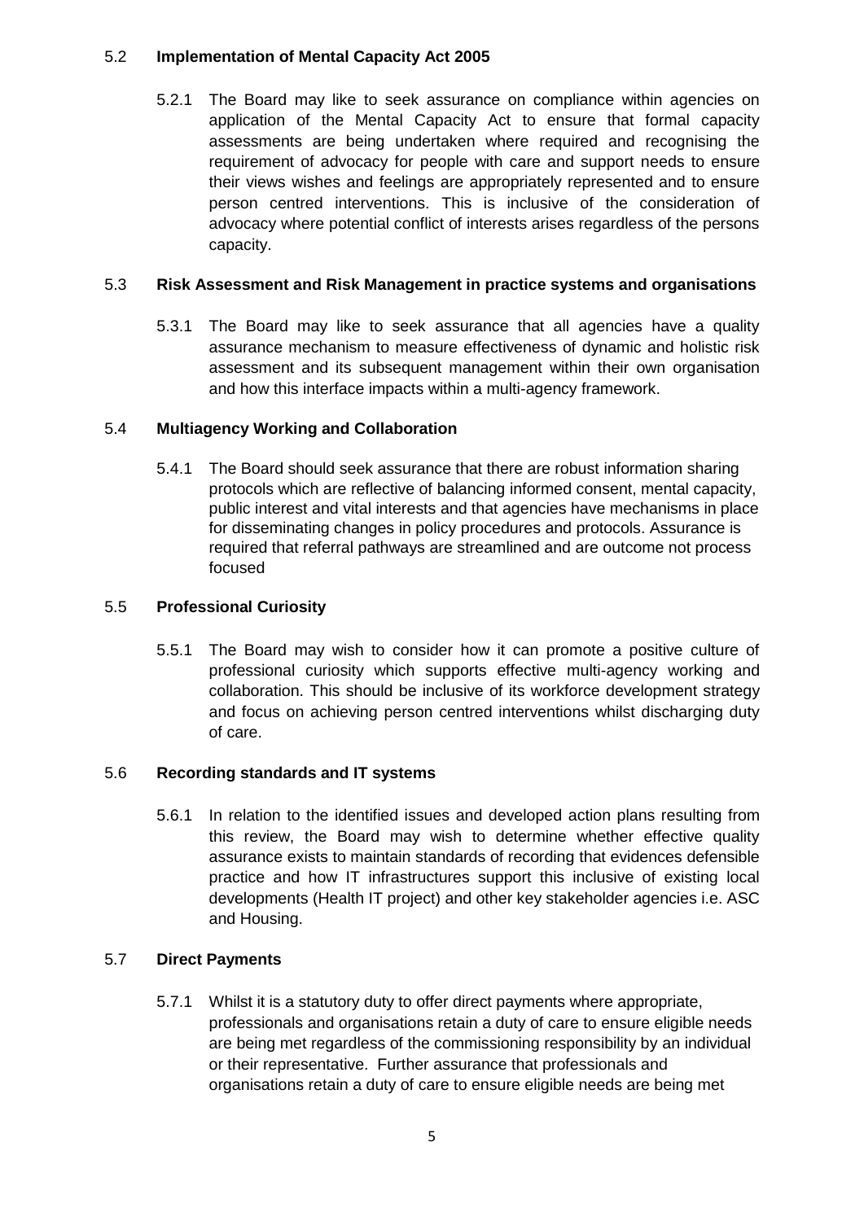### 5.2 **Implementation of Mental Capacity Act 2005**

5.2.1 The Board may like to seek assurance on compliance within agencies on application of the Mental Capacity Act to ensure that formal capacity assessments are being undertaken where required and recognising the requirement of advocacy for people with care and support needs to ensure their views wishes and feelings are appropriately represented and to ensure person centred interventions. This is inclusive of the consideration of advocacy where potential conflict of interests arises regardless of the persons capacity.

### 5.3 **Risk Assessment and Risk Management in practice systems and organisations**

5.3.1 The Board may like to seek assurance that all agencies have a quality assurance mechanism to measure effectiveness of dynamic and holistic risk assessment and its subsequent management within their own organisation and how this interface impacts within a multi-agency framework.

### 5.4 **Multiagency Working and Collaboration**

5.4.1 The Board should seek assurance that there are robust information sharing protocols which are reflective of balancing informed consent, mental capacity, public interest and vital interests and that agencies have mechanisms in place for disseminating changes in policy procedures and protocols. Assurance is required that referral pathways are streamlined and are outcome not process focused

### 5.5 **Professional Curiosity**

5.5.1 The Board may wish to consider how it can promote a positive culture of professional curiosity which supports effective multi-agency working and collaboration. This should be inclusive of its workforce development strategy and focus on achieving person centred interventions whilst discharging duty of care.

### 5.6 **Recording standards and IT systems**

5.6.1 In relation to the identified issues and developed action plans resulting from this review, the Board may wish to determine whether effective quality assurance exists to maintain standards of recording that evidences defensible practice and how IT infrastructures support this inclusive of existing local developments (Health IT project) and other key stakeholder agencies i.e. ASC and Housing.

### 5.7 **Direct Payments**

5.7.1 Whilst it is a statutory duty to offer direct payments where appropriate, professionals and organisations retain a duty of care to ensure eligible needs are being met regardless of the commissioning responsibility by an individual or their representative. Further assurance that professionals and organisations retain a duty of care to ensure eligible needs are being met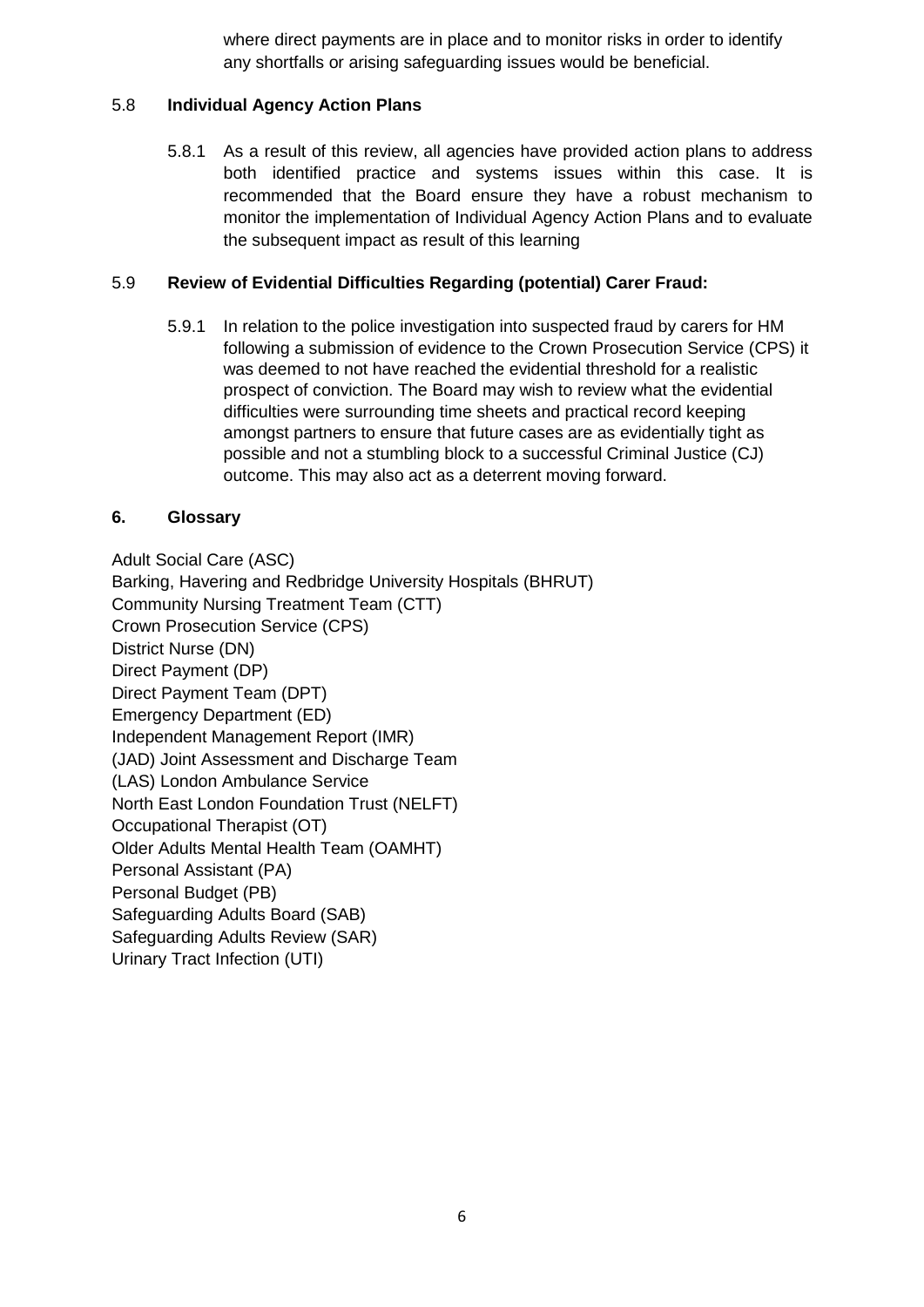where direct payments are in place and to monitor risks in order to identify any shortfalls or arising safeguarding issues would be beneficial.

### 5.8 Individual Agency Action Plans

5.8.1 As a result of this review, all agencies have provided action plans to address both identified practice and systems issues within this case. It is recommended that the Board ensure they have a robust mechanism to monitor the implementation of Individual Agency Action Plans and to evaluate the subsequent impact as result of this learning

### 5.9 Review of Evidential Difficulties Regarding (potential) Carer Fraud:

5.9.1 In relation to the police investigation into suspected fraud by carers for HM following a submission of evidence to the Crown Prosecution Service (CPS) it was deemed to not have reached the evidential threshold for a realistic prospect of conviction. The Board may wish to review what the evidential difficulties were surrounding time sheets and practical record keeping amongst partners to ensure that future cases are as evidentially tight as possible and not a stumbling block to a successful Criminal Justice (CJ) outcome. This may also act as a deterrent moving forward.

## 6. Glossary

Adult Social Care (ASC)
Barking, Havering and Redbridge University Hospitals (BHRUT)
Community Nursing Treatment Team (CTT)
Crown Prosecution Service (CPS)
District Nurse (DN)
Direct Payment (DP)
Direct Payment Team (DPT)
Emergency Department (ED)
Independent Management Report (IMR)
(JAD) Joint Assessment and Discharge Team
(LAS) London Ambulance Service
North East London Foundation Trust (NELFT)
Occupational Therapist (OT)
Older Adults Mental Health Team (OAMHT)
Personal Assistant (PA)
Personal Budget (PB)
Safeguarding Adults Board (SAB)
Safeguarding Adults Review (SAR)
Urinary Tract Infection (UTI)